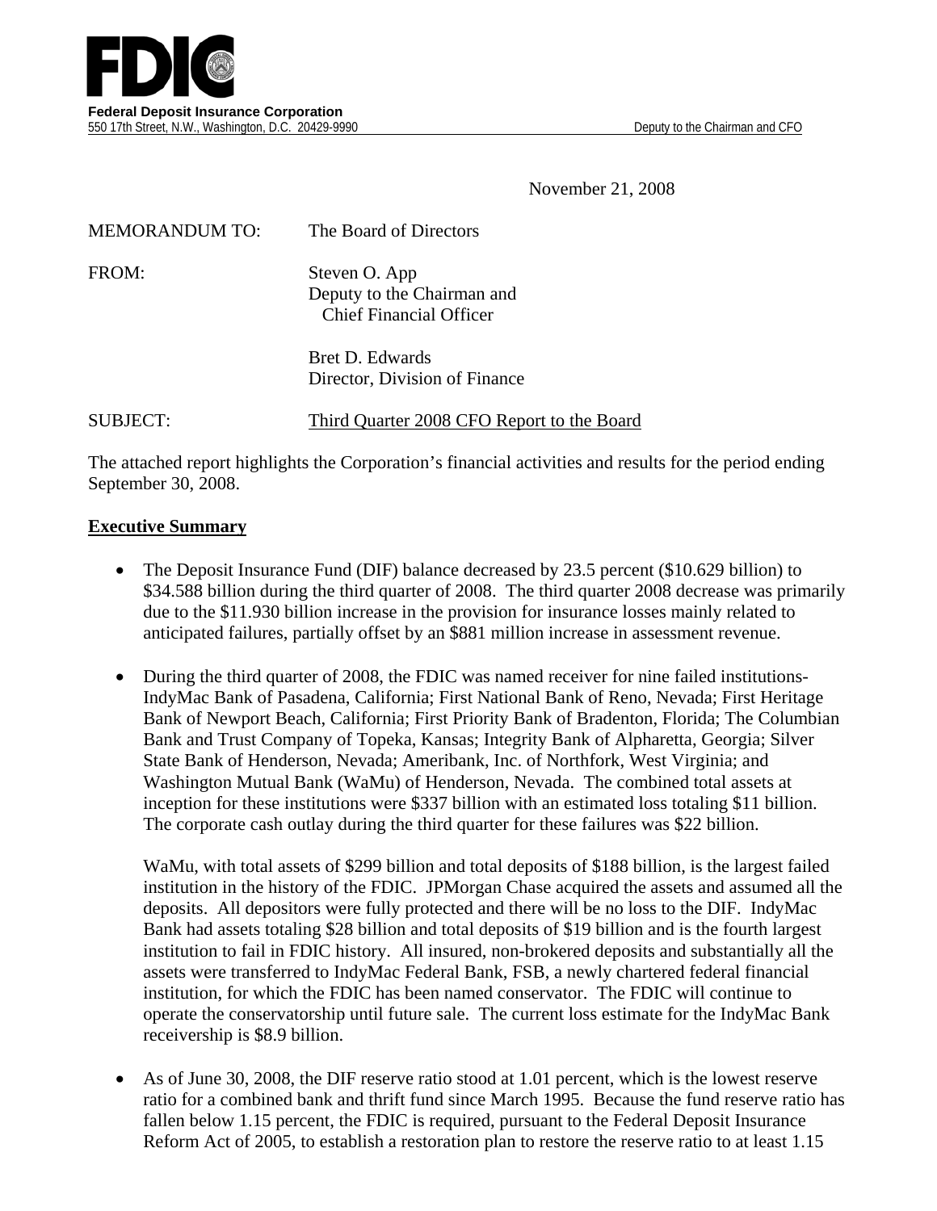**FDIC**

**Federal Deposit Insurance Corporation**
550 17th Street, N.W., Washington, D.C. 20429-9990 — Deputy to the Chairman and CFO

November 21, 2008

MEMORANDUM TO: The Board of Directors

FROM: Steven O. App
Deputy to the Chairman and
Chief Financial Officer

Bret D. Edwards
Director, Division of Finance

SUBJECT: Third Quarter 2008 CFO Report to the Board

The attached report highlights the Corporation's financial activities and results for the period ending September 30, 2008.

## Executive Summary

- The Deposit Insurance Fund (DIF) balance decreased by 23.5 percent ($10.629 billion) to $34.588 billion during the third quarter of 2008. The third quarter 2008 decrease was primarily due to the $11.930 billion increase in the provision for insurance losses mainly related to anticipated failures, partially offset by an $881 million increase in assessment revenue.

- During the third quarter of 2008, the FDIC was named receiver for nine failed institutions- IndyMac Bank of Pasadena, California; First National Bank of Reno, Nevada; First Heritage Bank of Newport Beach, California; First Priority Bank of Bradenton, Florida; The Columbian Bank and Trust Company of Topeka, Kansas; Integrity Bank of Alpharetta, Georgia; Silver State Bank of Henderson, Nevada; Ameribank, Inc. of Northfork, West Virginia; and Washington Mutual Bank (WaMu) of Henderson, Nevada. The combined total assets at inception for these institutions were $337 billion with an estimated loss totaling $11 billion. The corporate cash outlay during the third quarter for these failures was $22 billion.

  WaMu, with total assets of $299 billion and total deposits of $188 billion, is the largest failed institution in the history of the FDIC. JPMorgan Chase acquired the assets and assumed all the deposits. All depositors were fully protected and there will be no loss to the DIF. IndyMac Bank had assets totaling $28 billion and total deposits of $19 billion and is the fourth largest institution to fail in FDIC history. All insured, non-brokered deposits and substantially all the assets were transferred to IndyMac Federal Bank, FSB, a newly chartered federal financial institution, for which the FDIC has been named conservator. The FDIC will continue to operate the conservatorship until future sale. The current loss estimate for the IndyMac Bank receivership is $8.9 billion.

- As of June 30, 2008, the DIF reserve ratio stood at 1.01 percent, which is the lowest reserve ratio for a combined bank and thrift fund since March 1995. Because the fund reserve ratio has fallen below 1.15 percent, the FDIC is required, pursuant to the Federal Deposit Insurance Reform Act of 2005, to establish a restoration plan to restore the reserve ratio to at least 1.15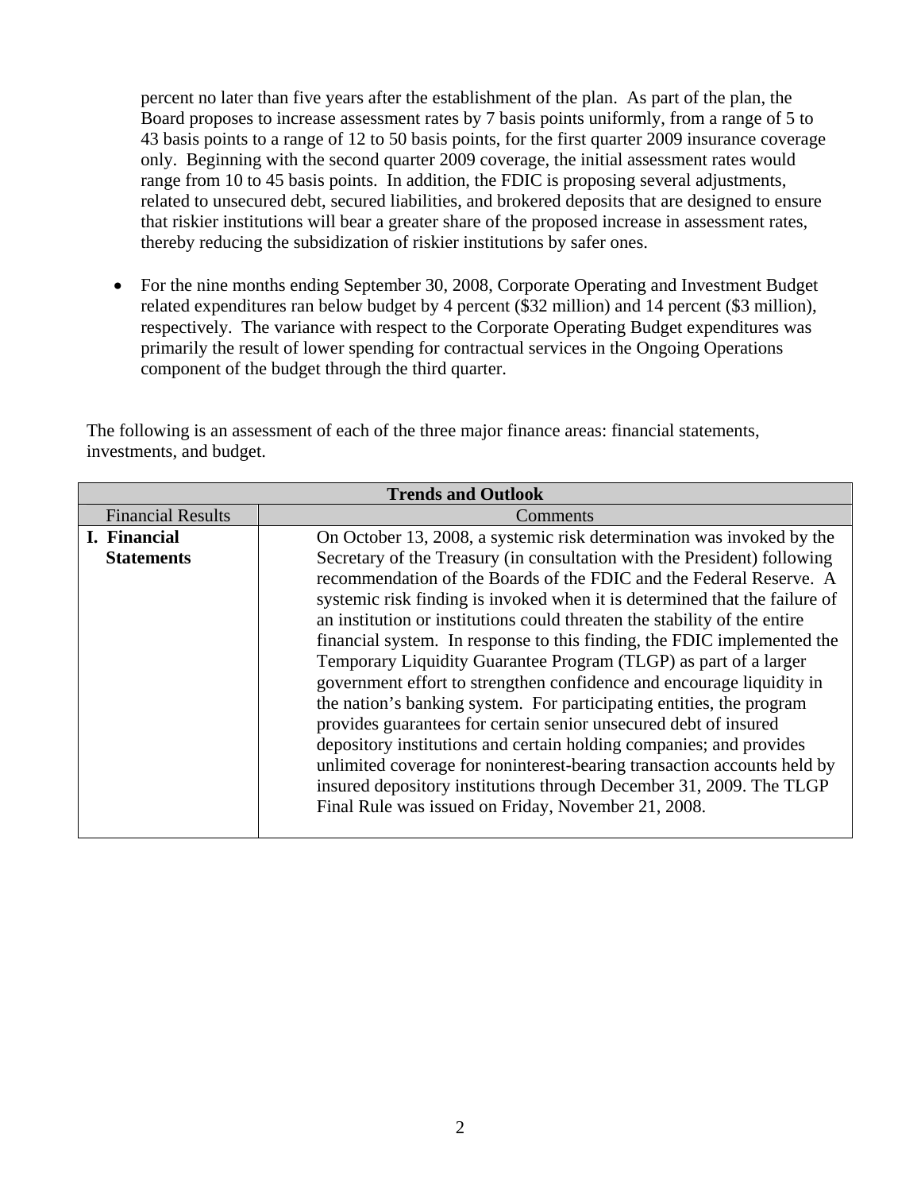percent no later than five years after the establishment of the plan. As part of the plan, the Board proposes to increase assessment rates by 7 basis points uniformly, from a range of 5 to 43 basis points to a range of 12 to 50 basis points, for the first quarter 2009 insurance coverage only. Beginning with the second quarter 2009 coverage, the initial assessment rates would range from 10 to 45 basis points. In addition, the FDIC is proposing several adjustments, related to unsecured debt, secured liabilities, and brokered deposits that are designed to ensure that riskier institutions will bear a greater share of the proposed increase in assessment rates, thereby reducing the subsidization of riskier institutions by safer ones.

- For the nine months ending September 30, 2008, Corporate Operating and Investment Budget related expenditures ran below budget by 4 percent ($32 million) and 14 percent ($3 million), respectively. The variance with respect to the Corporate Operating Budget expenditures was primarily the result of lower spending for contractual services in the Ongoing Operations component of the budget through the third quarter.

The following is an assessment of each of the three major finance areas: financial statements, investments, and budget.

| Trends and Outlook | |
|---|---|
| Financial Results | Comments |
| **I. Financial Statements** | On October 13, 2008, a systemic risk determination was invoked by the Secretary of the Treasury (in consultation with the President) following recommendation of the Boards of the FDIC and the Federal Reserve. A systemic risk finding is invoked when it is determined that the failure of an institution or institutions could threaten the stability of the entire financial system. In response to this finding, the FDIC implemented the Temporary Liquidity Guarantee Program (TLGP) as part of a larger government effort to strengthen confidence and encourage liquidity in the nation's banking system. For participating entities, the program provides guarantees for certain senior unsecured debt of insured depository institutions and certain holding companies; and provides unlimited coverage for noninterest-bearing transaction accounts held by insured depository institutions through December 31, 2009. The TLGP Final Rule was issued on Friday, November 21, 2008. |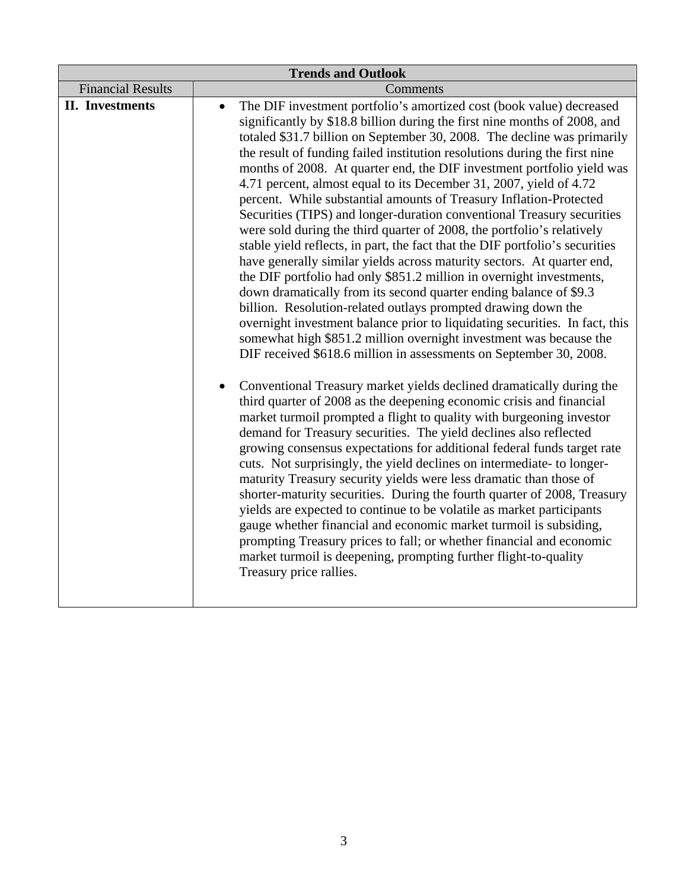| Trends and Outlook | |
|---|---|
| Financial Results | Comments |
| **II. Investments** | • The DIF investment portfolio's amortized cost (book value) decreased significantly by $18.8 billion during the first nine months of 2008, and totaled $31.7 billion on September 30, 2008. The decline was primarily the result of funding failed institution resolutions during the first nine months of 2008. At quarter end, the DIF investment portfolio yield was 4.71 percent, almost equal to its December 31, 2007, yield of 4.72 percent. While substantial amounts of Treasury Inflation-Protected Securities (TIPS) and longer-duration conventional Treasury securities were sold during the third quarter of 2008, the portfolio's relatively stable yield reflects, in part, the fact that the DIF portfolio's securities have generally similar yields across maturity sectors. At quarter end, the DIF portfolio had only $851.2 million in overnight investments, down dramatically from its second quarter ending balance of $9.3 billion. Resolution-related outlays prompted drawing down the overnight investment balance prior to liquidating securities. In fact, this somewhat high $851.2 million overnight investment was because the DIF received $618.6 million in assessments on September 30, 2008.<br><br>• Conventional Treasury market yields declined dramatically during the third quarter of 2008 as the deepening economic crisis and financial market turmoil prompted a flight to quality with burgeoning investor demand for Treasury securities. The yield declines also reflected growing consensus expectations for additional federal funds target rate cuts. Not surprisingly, the yield declines on intermediate- to longer-maturity Treasury security yields were less dramatic than those of shorter-maturity securities. During the fourth quarter of 2008, Treasury yields are expected to continue to be volatile as market participants gauge whether financial and economic market turmoil is subsiding, prompting Treasury prices to fall; or whether financial and economic market turmoil is deepening, prompting further flight-to-quality Treasury price rallies. |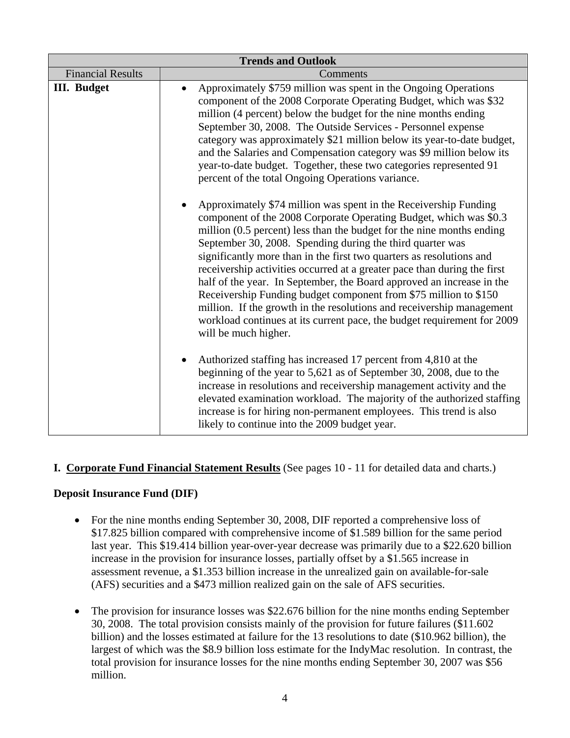| Trends and Outlook | |
|---|---|
| Financial Results | Comments |
| **III. Budget** | • Approximately $759 million was spent in the Ongoing Operations component of the 2008 Corporate Operating Budget, which was $32 million (4 percent) below the budget for the nine months ending September 30, 2008. The Outside Services - Personnel expense category was approximately $21 million below its year-to-date budget, and the Salaries and Compensation category was $9 million below its year-to-date budget. Together, these two categories represented 91 percent of the total Ongoing Operations variance.<br><br>• Approximately $74 million was spent in the Receivership Funding component of the 2008 Corporate Operating Budget, which was $0.3 million (0.5 percent) less than the budget for the nine months ending September 30, 2008. Spending during the third quarter was significantly more than in the first two quarters as resolutions and receivership activities occurred at a greater pace than during the first half of the year. In September, the Board approved an increase in the Receivership Funding budget component from $75 million to $150 million. If the growth in the resolutions and receivership management workload continues at its current pace, the budget requirement for 2009 will be much higher.<br><br>• Authorized staffing has increased 17 percent from 4,810 at the beginning of the year to 5,621 as of September 30, 2008, due to the increase in resolutions and receivership management activity and the elevated examination workload. The majority of the authorized staffing increase is for hiring non-permanent employees. This trend is also likely to continue into the 2009 budget year. |

**I. Corporate Fund Financial Statement Results** (See pages 10 - 11 for detailed data and charts.)

**Deposit Insurance Fund (DIF)**

- For the nine months ending September 30, 2008, DIF reported a comprehensive loss of $17.825 billion compared with comprehensive income of $1.589 billion for the same period last year. This $19.414 billion year-over-year decrease was primarily due to a $22.620 billion increase in the provision for insurance losses, partially offset by a $1.565 increase in assessment revenue, a $1.353 billion increase in the unrealized gain on available-for-sale (AFS) securities and a $473 million realized gain on the sale of AFS securities.

- The provision for insurance losses was $22.676 billion for the nine months ending September 30, 2008. The total provision consists mainly of the provision for future failures ($11.602 billion) and the losses estimated at failure for the 13 resolutions to date ($10.962 billion), the largest of which was the $8.9 billion loss estimate for the IndyMac resolution. In contrast, the total provision for insurance losses for the nine months ending September 30, 2007 was $56 million.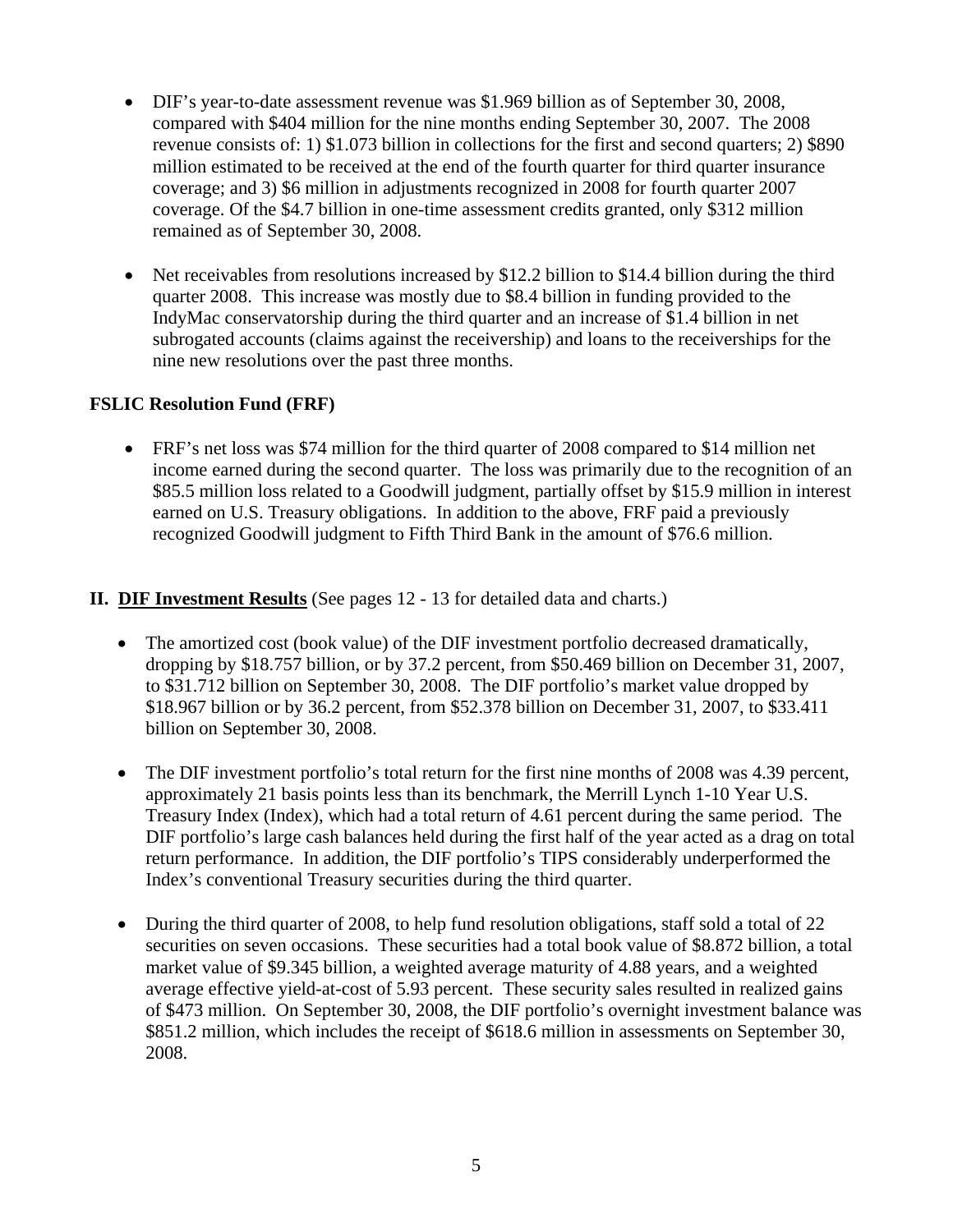- DIF's year-to-date assessment revenue was $1.969 billion as of September 30, 2008, compared with $404 million for the nine months ending September 30, 2007. The 2008 revenue consists of: 1) $1.073 billion in collections for the first and second quarters; 2) $890 million estimated to be received at the end of the fourth quarter for third quarter insurance coverage; and 3) $6 million in adjustments recognized in 2008 for fourth quarter 2007 coverage. Of the $4.7 billion in one-time assessment credits granted, only $312 million remained as of September 30, 2008.

- Net receivables from resolutions increased by $12.2 billion to $14.4 billion during the third quarter 2008. This increase was mostly due to $8.4 billion in funding provided to the IndyMac conservatorship during the third quarter and an increase of $1.4 billion in net subrogated accounts (claims against the receivership) and loans to the receiverships for the nine new resolutions over the past three months.

**FSLIC Resolution Fund (FRF)**

- FRF's net loss was $74 million for the third quarter of 2008 compared to $14 million net income earned during the second quarter. The loss was primarily due to the recognition of an $85.5 million loss related to a Goodwill judgment, partially offset by $15.9 million in interest earned on U.S. Treasury obligations. In addition to the above, FRF paid a previously recognized Goodwill judgment to Fifth Third Bank in the amount of $76.6 million.

**II. <u>DIF Investment Results</u>** (See pages 12 - 13 for detailed data and charts.)

- The amortized cost (book value) of the DIF investment portfolio decreased dramatically, dropping by $18.757 billion, or by 37.2 percent, from $50.469 billion on December 31, 2007, to $31.712 billion on September 30, 2008. The DIF portfolio's market value dropped by $18.967 billion or by 36.2 percent, from $52.378 billion on December 31, 2007, to $33.411 billion on September 30, 2008.

- The DIF investment portfolio's total return for the first nine months of 2008 was 4.39 percent, approximately 21 basis points less than its benchmark, the Merrill Lynch 1-10 Year U.S. Treasury Index (Index), which had a total return of 4.61 percent during the same period. The DIF portfolio's large cash balances held during the first half of the year acted as a drag on total return performance. In addition, the DIF portfolio's TIPS considerably underperformed the Index's conventional Treasury securities during the third quarter.

- During the third quarter of 2008, to help fund resolution obligations, staff sold a total of 22 securities on seven occasions. These securities had a total book value of $8.872 billion, a total market value of $9.345 billion, a weighted average maturity of 4.88 years, and a weighted average effective yield-at-cost of 5.93 percent. These security sales resulted in realized gains of $473 million. On September 30, 2008, the DIF portfolio's overnight investment balance was $851.2 million, which includes the receipt of $618.6 million in assessments on September 30, 2008.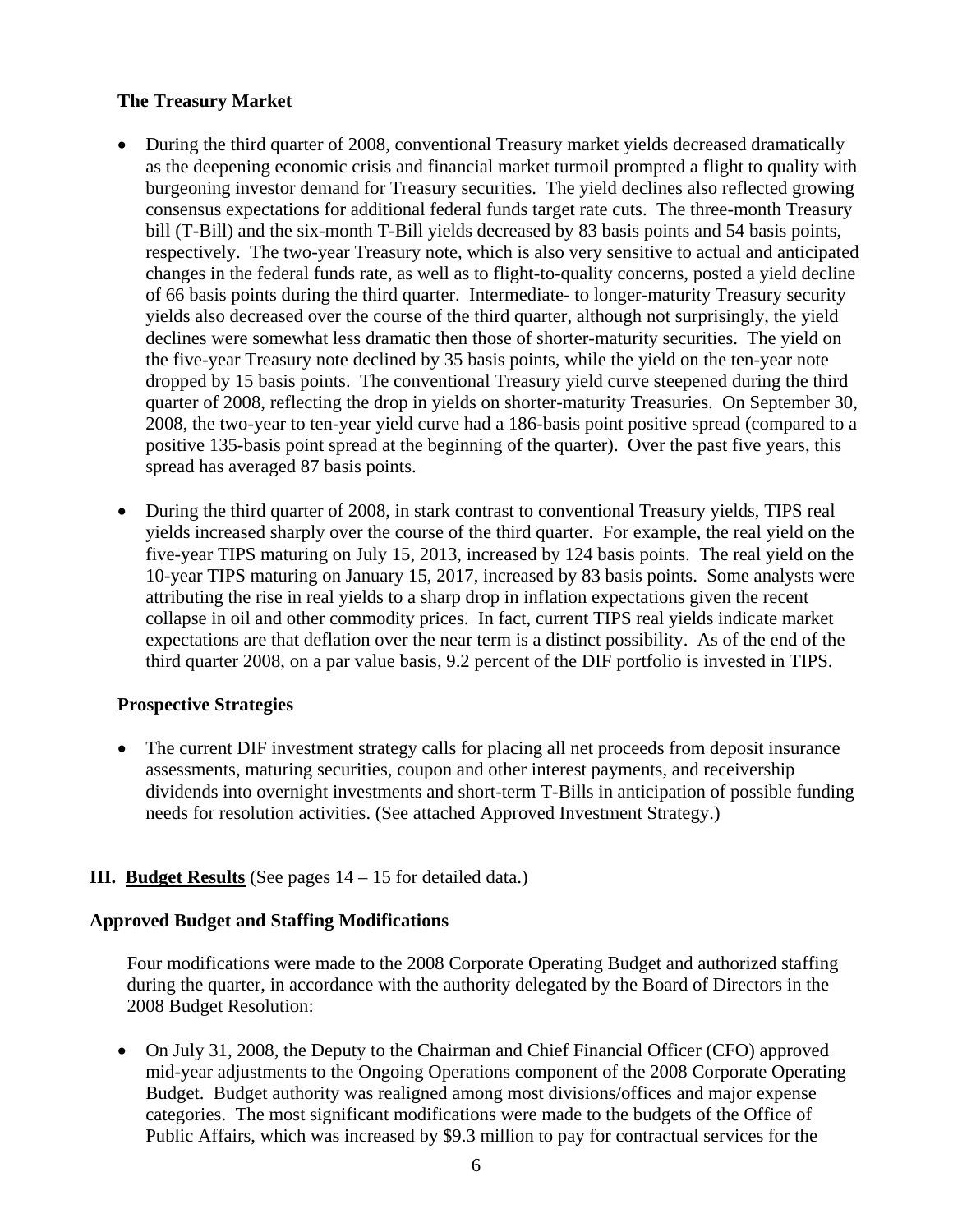### The Treasury Market

- During the third quarter of 2008, conventional Treasury market yields decreased dramatically as the deepening economic crisis and financial market turmoil prompted a flight to quality with burgeoning investor demand for Treasury securities. The yield declines also reflected growing consensus expectations for additional federal funds target rate cuts. The three-month Treasury bill (T-Bill) and the six-month T-Bill yields decreased by 83 basis points and 54 basis points, respectively. The two-year Treasury note, which is also very sensitive to actual and anticipated changes in the federal funds rate, as well as to flight-to-quality concerns, posted a yield decline of 66 basis points during the third quarter. Intermediate- to longer-maturity Treasury security yields also decreased over the course of the third quarter, although not surprisingly, the yield declines were somewhat less dramatic then those of shorter-maturity securities. The yield on the five-year Treasury note declined by 35 basis points, while the yield on the ten-year note dropped by 15 basis points. The conventional Treasury yield curve steepened during the third quarter of 2008, reflecting the drop in yields on shorter-maturity Treasuries. On September 30, 2008, the two-year to ten-year yield curve had a 186-basis point positive spread (compared to a positive 135-basis point spread at the beginning of the quarter). Over the past five years, this spread has averaged 87 basis points.

- During the third quarter of 2008, in stark contrast to conventional Treasury yields, TIPS real yields increased sharply over the course of the third quarter. For example, the real yield on the five-year TIPS maturing on July 15, 2013, increased by 124 basis points. The real yield on the 10-year TIPS maturing on January 15, 2017, increased by 83 basis points. Some analysts were attributing the rise in real yields to a sharp drop in inflation expectations given the recent collapse in oil and other commodity prices. In fact, current TIPS real yields indicate market expectations are that deflation over the near term is a distinct possibility. As of the end of the third quarter 2008, on a par value basis, 9.2 percent of the DIF portfolio is invested in TIPS.

### Prospective Strategies

- The current DIF investment strategy calls for placing all net proceeds from deposit insurance assessments, maturing securities, coupon and other interest payments, and receivership dividends into overnight investments and short-term T-Bills in anticipation of possible funding needs for resolution activities. (See attached Approved Investment Strategy.)

## III. **Budget Results** (See pages 14 – 15 for detailed data.)

### Approved Budget and Staffing Modifications

Four modifications were made to the 2008 Corporate Operating Budget and authorized staffing during the quarter, in accordance with the authority delegated by the Board of Directors in the 2008 Budget Resolution:

- On July 31, 2008, the Deputy to the Chairman and Chief Financial Officer (CFO) approved mid-year adjustments to the Ongoing Operations component of the 2008 Corporate Operating Budget. Budget authority was realigned among most divisions/offices and major expense categories. The most significant modifications were made to the budgets of the Office of Public Affairs, which was increased by $9.3 million to pay for contractual services for the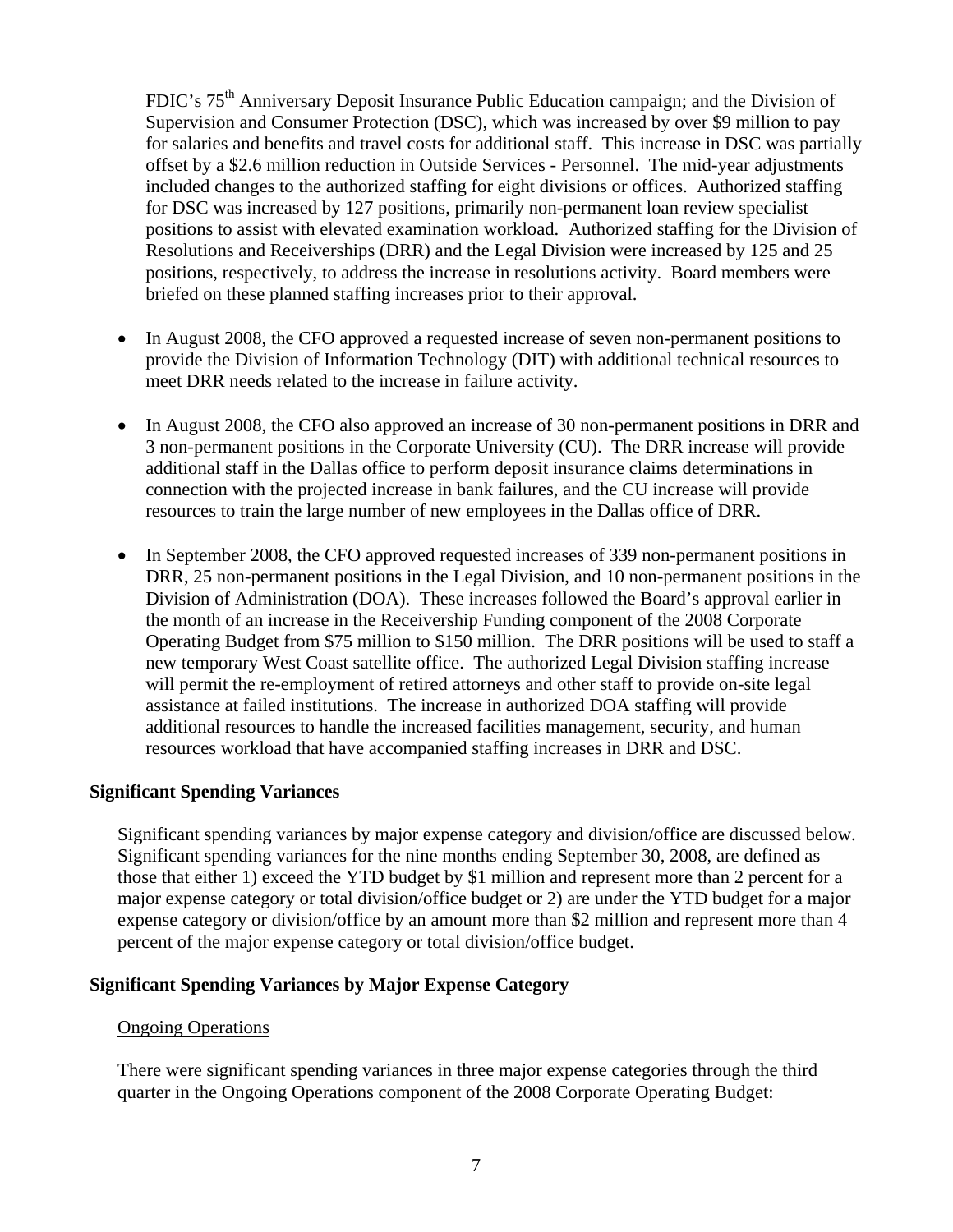FDIC's 75th Anniversary Deposit Insurance Public Education campaign; and the Division of Supervision and Consumer Protection (DSC), which was increased by over $9 million to pay for salaries and benefits and travel costs for additional staff. This increase in DSC was partially offset by a $2.6 million reduction in Outside Services - Personnel. The mid-year adjustments included changes to the authorized staffing for eight divisions or offices. Authorized staffing for DSC was increased by 127 positions, primarily non-permanent loan review specialist positions to assist with elevated examination workload. Authorized staffing for the Division of Resolutions and Receiverships (DRR) and the Legal Division were increased by 125 and 25 positions, respectively, to address the increase in resolutions activity. Board members were briefed on these planned staffing increases prior to their approval.

- In August 2008, the CFO approved a requested increase of seven non-permanent positions to provide the Division of Information Technology (DIT) with additional technical resources to meet DRR needs related to the increase in failure activity.

- In August 2008, the CFO also approved an increase of 30 non-permanent positions in DRR and 3 non-permanent positions in the Corporate University (CU). The DRR increase will provide additional staff in the Dallas office to perform deposit insurance claims determinations in connection with the projected increase in bank failures, and the CU increase will provide resources to train the large number of new employees in the Dallas office of DRR.

- In September 2008, the CFO approved requested increases of 339 non-permanent positions in DRR, 25 non-permanent positions in the Legal Division, and 10 non-permanent positions in the Division of Administration (DOA). These increases followed the Board's approval earlier in the month of an increase in the Receivership Funding component of the 2008 Corporate Operating Budget from $75 million to $150 million. The DRR positions will be used to staff a new temporary West Coast satellite office. The authorized Legal Division staffing increase will permit the re-employment of retired attorneys and other staff to provide on-site legal assistance at failed institutions. The increase in authorized DOA staffing will provide additional resources to handle the increased facilities management, security, and human resources workload that have accompanied staffing increases in DRR and DSC.

**Significant Spending Variances**

Significant spending variances by major expense category and division/office are discussed below. Significant spending variances for the nine months ending September 30, 2008, are defined as those that either 1) exceed the YTD budget by $1 million and represent more than 2 percent for a major expense category or total division/office budget or 2) are under the YTD budget for a major expense category or division/office by an amount more than $2 million and represent more than 4 percent of the major expense category or total division/office budget.

**Significant Spending Variances by Major Expense Category**

Ongoing Operations

There were significant spending variances in three major expense categories through the third quarter in the Ongoing Operations component of the 2008 Corporate Operating Budget: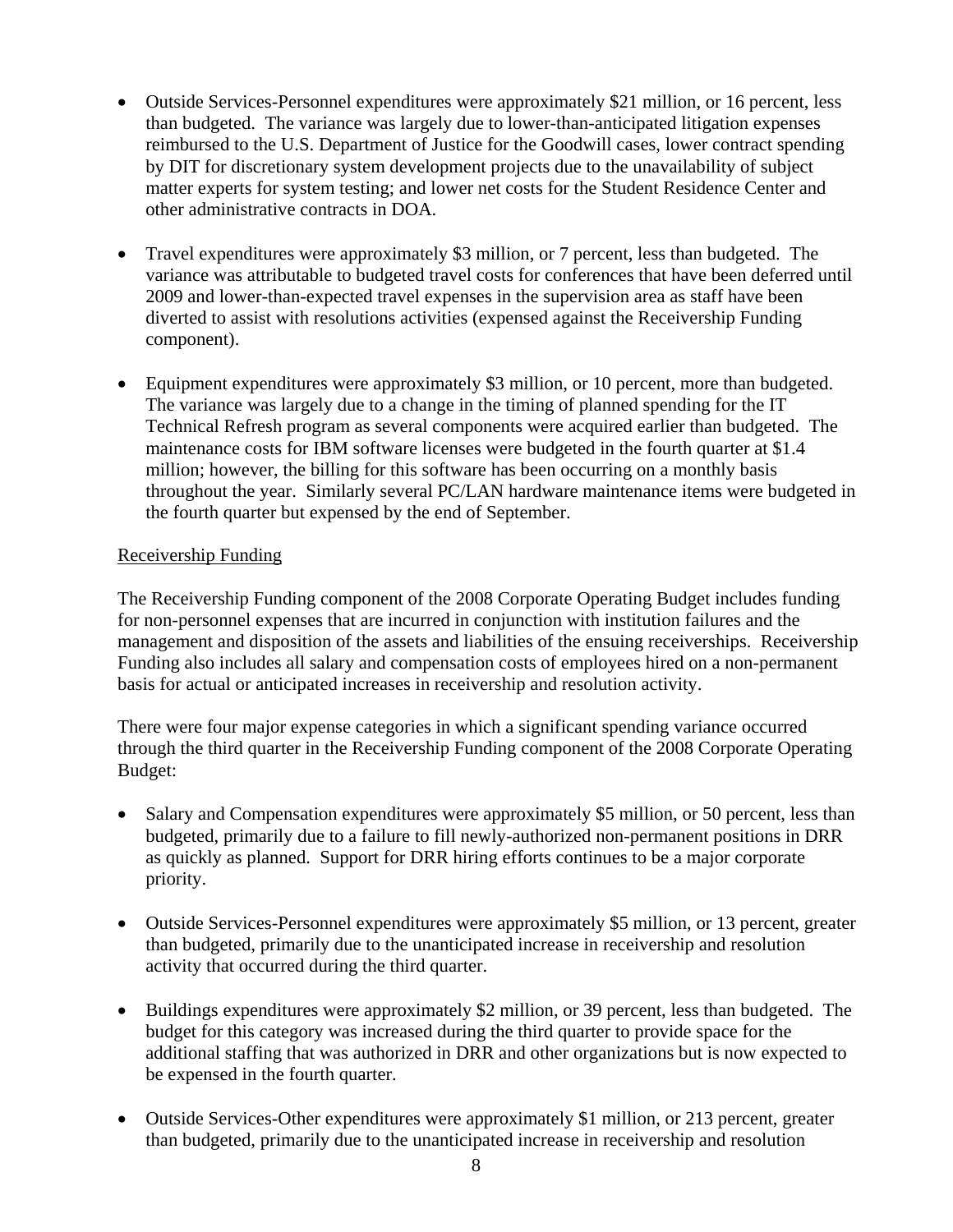- Outside Services-Personnel expenditures were approximately $21 million, or 16 percent, less than budgeted. The variance was largely due to lower-than-anticipated litigation expenses reimbursed to the U.S. Department of Justice for the Goodwill cases, lower contract spending by DIT for discretionary system development projects due to the unavailability of subject matter experts for system testing; and lower net costs for the Student Residence Center and other administrative contracts in DOA.

- Travel expenditures were approximately $3 million, or 7 percent, less than budgeted. The variance was attributable to budgeted travel costs for conferences that have been deferred until 2009 and lower-than-expected travel expenses in the supervision area as staff have been diverted to assist with resolutions activities (expensed against the Receivership Funding component).

- Equipment expenditures were approximately $3 million, or 10 percent, more than budgeted. The variance was largely due to a change in the timing of planned spending for the IT Technical Refresh program as several components were acquired earlier than budgeted. The maintenance costs for IBM software licenses were budgeted in the fourth quarter at $1.4 million; however, the billing for this software has been occurring on a monthly basis throughout the year. Similarly several PC/LAN hardware maintenance items were budgeted in the fourth quarter but expensed by the end of September.

<u>Receivership Funding</u>

The Receivership Funding component of the 2008 Corporate Operating Budget includes funding for non-personnel expenses that are incurred in conjunction with institution failures and the management and disposition of the assets and liabilities of the ensuing receiverships. Receivership Funding also includes all salary and compensation costs of employees hired on a non-permanent basis for actual or anticipated increases in receivership and resolution activity.

There were four major expense categories in which a significant spending variance occurred through the third quarter in the Receivership Funding component of the 2008 Corporate Operating Budget:

- Salary and Compensation expenditures were approximately $5 million, or 50 percent, less than budgeted, primarily due to a failure to fill newly-authorized non-permanent positions in DRR as quickly as planned. Support for DRR hiring efforts continues to be a major corporate priority.

- Outside Services-Personnel expenditures were approximately $5 million, or 13 percent, greater than budgeted, primarily due to the unanticipated increase in receivership and resolution activity that occurred during the third quarter.

- Buildings expenditures were approximately $2 million, or 39 percent, less than budgeted. The budget for this category was increased during the third quarter to provide space for the additional staffing that was authorized in DRR and other organizations but is now expected to be expensed in the fourth quarter.

- Outside Services-Other expenditures were approximately $1 million, or 213 percent, greater than budgeted, primarily due to the unanticipated increase in receivership and resolution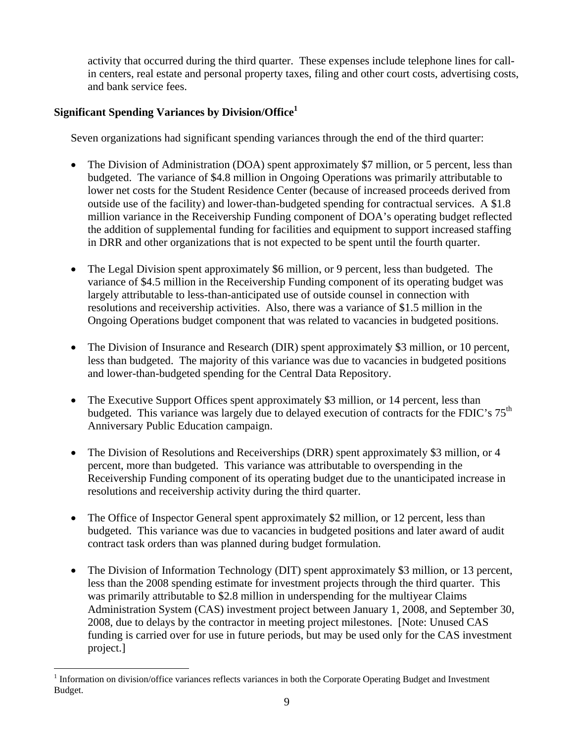activity that occurred during the third quarter. These expenses include telephone lines for call-in centers, real estate and personal property taxes, filing and other court costs, advertising costs, and bank service fees.

**Significant Spending Variances by Division/Office[1]**

Seven organizations had significant spending variances through the end of the third quarter:

- The Division of Administration (DOA) spent approximately $7 million, or 5 percent, less than budgeted. The variance of $4.8 million in Ongoing Operations was primarily attributable to lower net costs for the Student Residence Center (because of increased proceeds derived from outside use of the facility) and lower-than-budgeted spending for contractual services. A $1.8 million variance in the Receivership Funding component of DOA's operating budget reflected the addition of supplemental funding for facilities and equipment to support increased staffing in DRR and other organizations that is not expected to be spent until the fourth quarter.

- The Legal Division spent approximately $6 million, or 9 percent, less than budgeted. The variance of $4.5 million in the Receivership Funding component of its operating budget was largely attributable to less-than-anticipated use of outside counsel in connection with resolutions and receivership activities. Also, there was a variance of $1.5 million in the Ongoing Operations budget component that was related to vacancies in budgeted positions.

- The Division of Insurance and Research (DIR) spent approximately $3 million, or 10 percent, less than budgeted. The majority of this variance was due to vacancies in budgeted positions and lower-than-budgeted spending for the Central Data Repository.

- The Executive Support Offices spent approximately $3 million, or 14 percent, less than budgeted. This variance was largely due to delayed execution of contracts for the FDIC's 75th Anniversary Public Education campaign.

- The Division of Resolutions and Receiverships (DRR) spent approximately $3 million, or 4 percent, more than budgeted. This variance was attributable to overspending in the Receivership Funding component of its operating budget due to the unanticipated increase in resolutions and receivership activity during the third quarter.

- The Office of Inspector General spent approximately $2 million, or 12 percent, less than budgeted. This variance was due to vacancies in budgeted positions and later award of audit contract task orders than was planned during budget formulation.

- The Division of Information Technology (DIT) spent approximately $3 million, or 13 percent, less than the 2008 spending estimate for investment projects through the third quarter. This was primarily attributable to $2.8 million in underspending for the multiyear Claims Administration System (CAS) investment project between January 1, 2008, and September 30, 2008, due to delays by the contractor in meeting project milestones. [Note: Unused CAS funding is carried over for use in future periods, but may be used only for the CAS investment project.]

---

[1] Information on division/office variances reflects variances in both the Corporate Operating Budget and Investment Budget.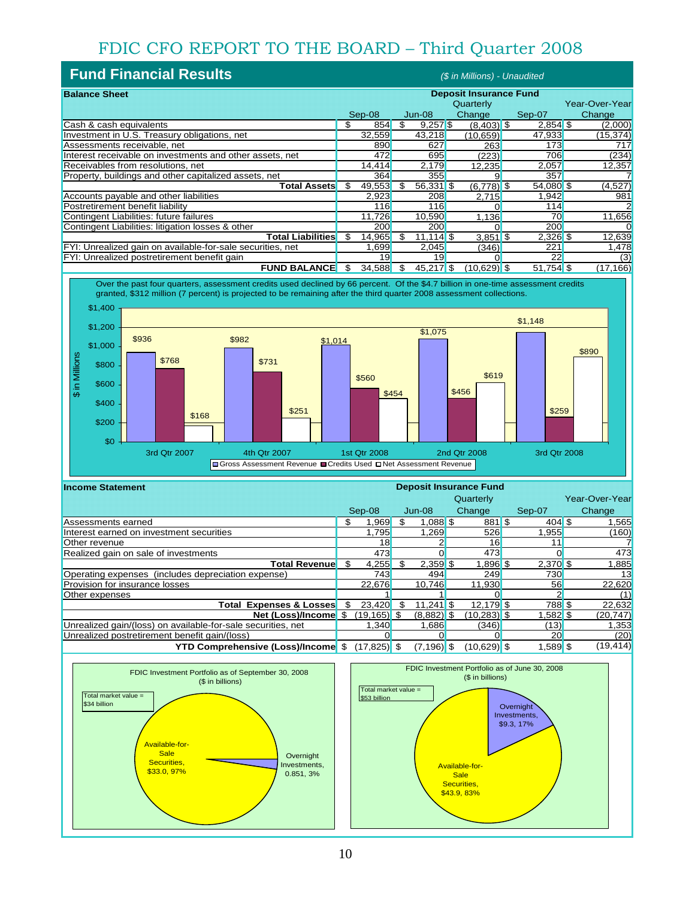# Fund Financial Results

*($ in Millions) - Unaudited*

| Balance Sheet | Deposit Insurance Fund | | | | |
|---|---|---|---|---|---|
| | Sep-08 | Jun-08 | Quarterly Change | Sep-07 | Year-Over-Year Change |
| Cash & cash equivalents | $ 854 | $ 9,257 | $ (8,403) | $ 2,854 | $ (2,000) |
| Investment in U.S. Treasury obligations, net | 32,559 | 43,218 | (10,659) | 47,933 | (15,374) |
| Assessments receivable, net | 890 | 627 | 263 | 173 | 717 |
| Interest receivable on investments and other assets, net | 472 | 695 | (223) | 706 | (234) |
| Receivables from resolutions, net | 14,414 | 2,179 | 12,235 | 2,057 | 12,357 |
| Property, buildings and other capitalized assets, net | 364 | 355 | 9 | 357 | 7 |
| **Total Assets** | $ 49,553 | $ 56,331 | $ (6,778) | $ 54,080 | $ (4,527) |
| Accounts payable and other liabilities | 2,923 | 208 | 2,715 | 1,942 | 981 |
| Postretirement benefit liability | 116 | 116 | 0 | 114 | 2 |
| Contingent Liabilities: future failures | 11,726 | 10,590 | 1,136 | 70 | 11,656 |
| Contingent Liabilities: litigation losses & other | 200 | 200 | 0 | 200 | 0 |
| **Total Liabilities** | $ 14,965 | $ 11,114 | $ 3,851 | $ 2,326 | $ 12,639 |
| FYI: Unrealized gain on available-for-sale securities, net | 1,699 | 2,045 | (346) | 221 | 1,478 |
| FYI: Unrealized postretirement benefit gain | 19 | 19 | 0 | 22 | (3) |
| **FUND BALANCE** | $ 34,588 | $ 45,217 | $ (10,629) | $ 51,754 | $ (17,166) |

Over the past four quarters, assessment credits used declined by 66 percent. Of the $4.7 billion in one-time assessment credits granted, $312 million (7 percent) is projected to be remaining after the third quarter 2008 assessment collections.

| $ in Millions | Gross Assessment Revenue | Credits Used | Net Assessment Revenue |
|---|---|---|---|
| 3rd Qtr 2007 | $936 | $768 | $168 |
| 4th Qtr 2007 | $982 | $731 | $251 |
| 1st Qtr 2008 | $1,014 | $560 | $454 |
| 2nd Qtr 2008 | $1,075 | $456 | $619 |
| 3rd Qtr 2008 | $1,148 | $259 | $890 |

| Income Statement | Deposit Insurance Fund | | | | |
|---|---|---|---|---|---|
| | Sep-08 | Jun-08 | Quarterly Change | Sep-07 | Year-Over-Year Change |
| Assessments earned | $ 1,969 | $ 1,088 | $ 881 | $ 404 | $ 1,565 |
| Interest earned on investment securities | 1,795 | 1,269 | 526 | 1,955 | (160) |
| Other revenue | 18 | 2 | 16 | 11 | 7 |
| Realized gain on sale of investments | 473 | 0 | 473 | 0 | 473 |
| **Total Revenue** | $ 4,255 | $ 2,359 | $ 1,896 | $ 2,370 | $ 1,885 |
| Operating expenses (includes depreciation expense) | 743 | 494 | 249 | 730 | 13 |
| Provision for insurance losses | 22,676 | 10,746 | 11,930 | 56 | 22,620 |
| Other expenses | 1 | 1 | 0 | 2 | (1) |
| **Total Expenses & Losses** | $ 23,420 | $ 11,241 | $ 12,179 | $ 788 | $ 22,632 |
| **Net (Loss)/Income** | $ (19,165) | $ (8,882) | $ (10,283) | $ 1,582 | $ (20,747) |
| Unrealized gain/(loss) on available-for-sale securities, net | 1,340 | 1,686 | (346) | (13) | 1,353 |
| Unrealized postretirement benefit gain/(loss) | 0 | 0 | 0 | 20 | (20) |
| **YTD Comprehensive (Loss)/Income** | $ (17,825) | $ (7,196) | $ (10,629) | $ 1,589 | $ (19,414) |

FDIC Investment Portfolio as of September 30, 2008 ($ in billions)

Total market value = $34 billion

- Available-for-Sale Securities, $33.0, 97%
- Overnight Investments, 0.851, 3%

FDIC Investment Portfolio as of June 30, 2008 ($ in billions)

Total market value = $53 billion

- Overnight Investments, $9.3, 17%
- Available-for-Sale Securities, $43.9, 83%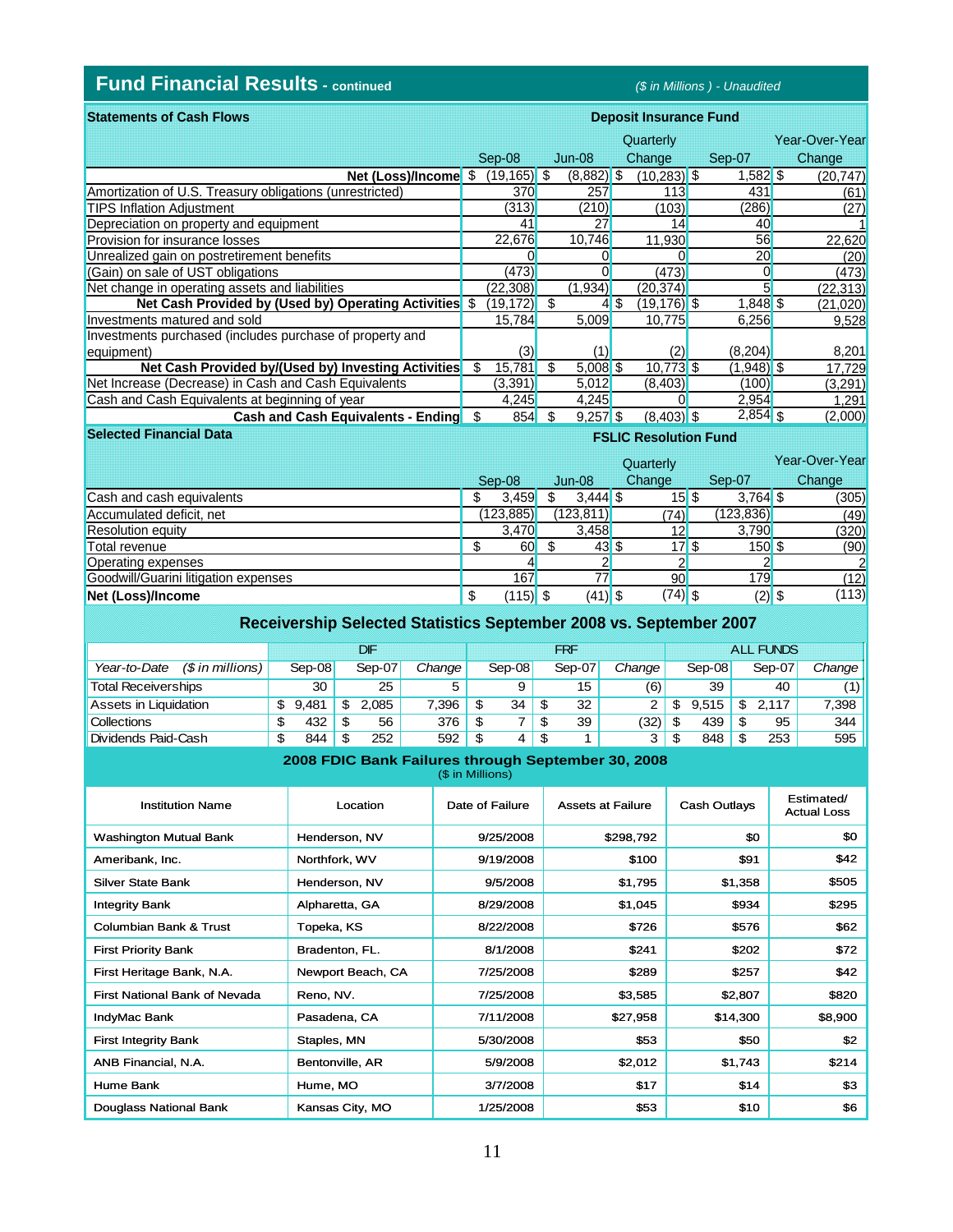## Fund Financial Results - continued

*($ in Millions) - Unaudited*

**Statements of Cash Flows** — **Deposit Insurance Fund**

| | Sep-08 | Jun-08 | Quarterly Change | Sep-07 | Year-Over-Year Change |
|---|---|---|---|---|---|
| **Net (Loss)/Income** | $ (19,165) | $ (8,882) | $ (10,283) | $ 1,582 | $ (20,747) |
| Amortization of U.S. Treasury obligations (unrestricted) | 370 | 257 | 113 | 431 | (61) |
| TIPS Inflation Adjustment | (313) | (210) | (103) | (286) | (27) |
| Depreciation on property and equipment | 41 | 27 | 14 | 40 | 1 |
| Provision for insurance losses | 22,676 | 10,746 | 11,930 | 56 | 22,620 |
| Unrealized gain on postretirement benefits | 0 | 0 | 0 | 20 | (20) |
| (Gain) on sale of UST obligations | (473) | 0 | (473) | 0 | (473) |
| Net change in operating assets and liabilities | (22,308) | (1,934) | (20,374) | 5 | (22,313) |
| **Net Cash Provided by (Used by) Operating Activities** | $ (19,172) | $ 4 | $ (19,176) | $ 1,848 | $ (21,020) |
| Investments matured and sold | 15,784 | 5,009 | 10,775 | 6,256 | 9,528 |
| Investments purchased (includes purchase of property and equipment) | (3) | (1) | (2) | (8,204) | 8,201 |
| **Net Cash Provided by/(Used by) Investing Activities** | $ 15,781 | $ 5,008 | $ 10,773 | $ (1,948) | $ 17,729 |
| Net Increase (Decrease) in Cash and Cash Equivalents | (3,391) | 5,012 | (8,403) | (100) | (3,291) |
| Cash and Cash Equivalents at beginning of year | 4,245 | 4,245 | 0 | 2,954 | 1,291 |
| **Cash and Cash Equivalents - Ending** | $ 854 | $ 9,257 | $ (8,403) | $ 2,854 | $ (2,000) |

**Selected Financial Data** — **FSLIC Resolution Fund**

| | Sep-08 | Jun-08 | Quarterly Change | Sep-07 | Year-Over-Year Change |
|---|---|---|---|---|---|
| Cash and cash equivalents | $ 3,459 | $ 3,444 | $ 15 | $ 3,764 | $ (305) |
| Accumulated deficit, net | (123,885) | (123,811) | (74) | (123,836) | (49) |
| Resolution equity | 3,470 | 3,458 | 12 | 3,790 | (320) |
| Total revenue | $ 60 | $ 43 | $ 17 | $ 150 | $ (90) |
| Operating expenses | 4 | 2 | 2 | 2 | 2 |
| Goodwill/Guarini litigation expenses | 167 | 77 | 90 | 179 | (12) |
| **Net (Loss)/Income** | $ (115) | $ (41) | $ (74) | $ (2) | $ (113) |

### Receivership Selected Statistics September 2008 vs. September 2007

| | DIF | | | FRF | | | ALL FUNDS | | |
|---|---|---|---|---|---|---|---|---|---|
| *Year-to-Date ($ in millions)* | Sep-08 | Sep-07 | *Change* | Sep-08 | Sep-07 | *Change* | Sep-08 | Sep-07 | *Change* |
| Total Receiverships | 30 | 25 | 5 | 9 | 15 | (6) | 39 | 40 | (1) |
| Assets in Liquidation | $ 9,481 | $ 2,085 | 7,396 | $ 34 | $ 32 | 2 | $ 9,515 | $ 2,117 | 7,398 |
| Collections | $ 432 | $ 56 | 376 | $ 7 | $ 39 | (32) | $ 439 | $ 95 | 344 |
| Dividends Paid-Cash | $ 844 | $ 252 | 592 | $ 4 | $ 1 | 3 | $ 848 | $ 253 | 595 |

### 2008 FDIC Bank Failures through September 30, 2008

($ in Millions)

| Institution Name | Location | Date of Failure | Assets at Failure | Cash Outlays | Estimated/ Actual Loss |
|---|---|---|---|---|---|
| Washington Mutual Bank | Henderson, NV | 9/25/2008 | $298,792 | $0 | $0 |
| Ameribank, Inc. | Northfork, WV | 9/19/2008 | $100 | $91 | $42 |
| Silver State Bank | Henderson, NV | 9/5/2008 | $1,795 | $1,358 | $505 |
| Integrity Bank | Alpharetta, GA | 8/29/2008 | $1,045 | $934 | $295 |
| Columbian Bank & Trust | Topeka, KS | 8/22/2008 | $726 | $576 | $62 |
| First Priority Bank | Bradenton, FL. | 8/1/2008 | $241 | $202 | $72 |
| First Heritage Bank, N.A. | Newport Beach, CA | 7/25/2008 | $289 | $257 | $42 |
| First National Bank of Nevada | Reno, NV. | 7/25/2008 | $3,585 | $2,807 | $820 |
| IndyMac Bank | Pasadena, CA | 7/11/2008 | $27,958 | $14,300 | $8,900 |
| First Integrity Bank | Staples, MN | 5/30/2008 | $53 | $50 | $2 |
| ANB Financial, N.A. | Bentonville, AR | 5/9/2008 | $2,012 | $1,743 | $214 |
| Hume Bank | Hume, MO | 3/7/2008 | $17 | $14 | $3 |
| Douglass National Bank | Kansas City, MO | 1/25/2008 | $53 | $10 | $6 |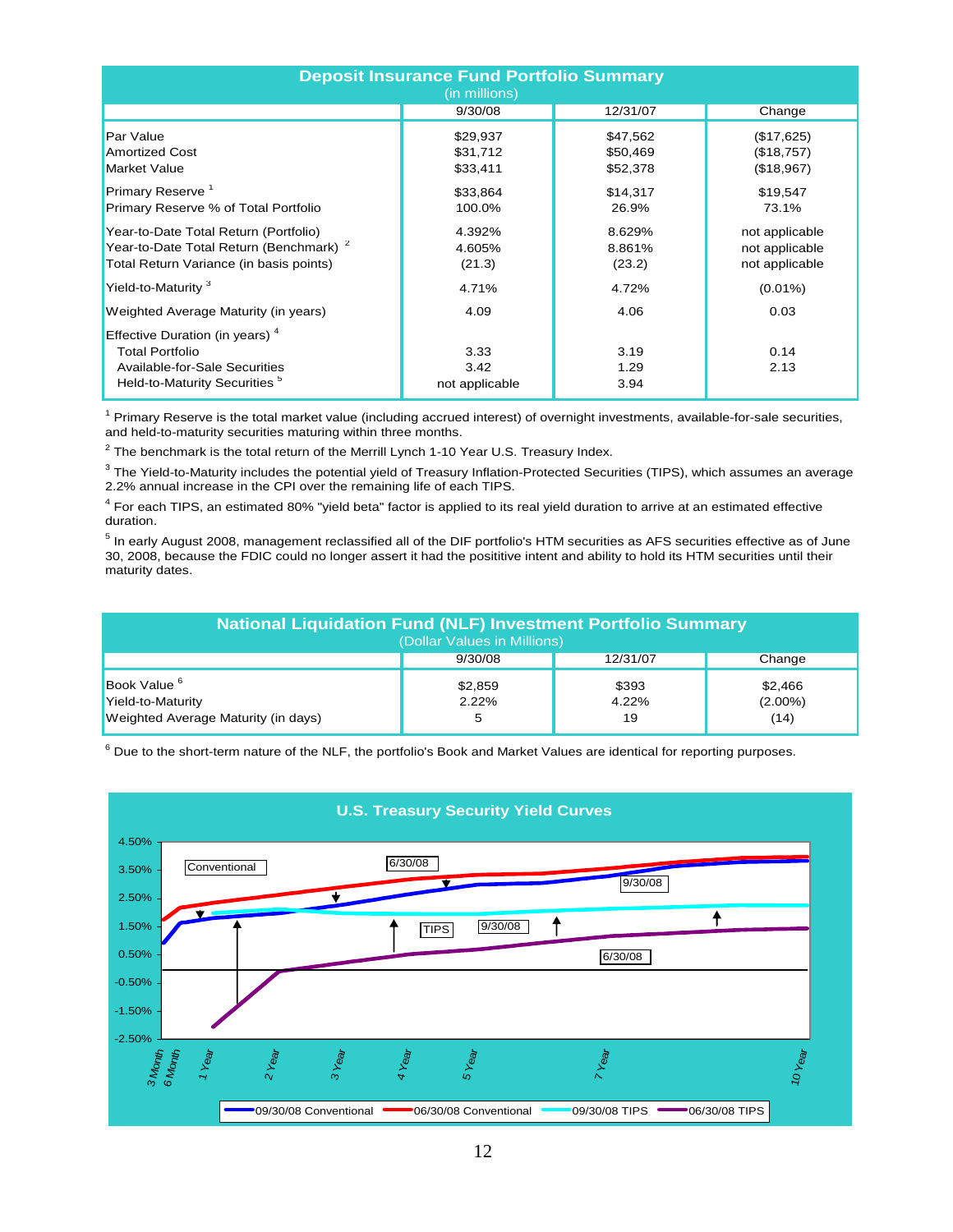## Deposit Insurance Fund Portfolio Summary

(in millions)

| | 9/30/08 | 12/31/07 | Change |
|---|---|---|---|
| Par Value | $29,937 | $47,562 | ($17,625) |
| Amortized Cost | $31,712 | $50,469 | ($18,757) |
| Market Value | $33,411 | $52,378 | ($18,967) |
| Primary Reserve [1] | $33,864 | $14,317 | $19,547 |
| Primary Reserve % of Total Portfolio | 100.0% | 26.9% | 73.1% |
| Year-to-Date Total Return (Portfolio) | 4.392% | 8.629% | not applicable |
| Year-to-Date Total Return (Benchmark) [2] | 4.605% | 8.861% | not applicable |
| Total Return Variance (in basis points) | (21.3) | (23.2) | not applicable |
| Yield-to-Maturity [3] | 4.71% | 4.72% | (0.01%) |
| Weighted Average Maturity (in years) | 4.09 | 4.06 | 0.03 |
| Effective Duration (in years) [4] | | | |
| Total Portfolio | 3.33 | 3.19 | 0.14 |
| Available-for-Sale Securities | 3.42 | 1.29 | 2.13 |
| Held-to-Maturity Securities [5] | not applicable | 3.94 | |

[1] Primary Reserve is the total market value (including accrued interest) of overnight investments, available-for-sale securities, and held-to-maturity securities maturing within three months.

[2] The benchmark is the total return of the Merrill Lynch 1-10 Year U.S. Treasury Index.

[3] The Yield-to-Maturity includes the potential yield of Treasury Inflation-Protected Securities (TIPS), which assumes an average 2.2% annual increase in the CPI over the remaining life of each TIPS.

[4] For each TIPS, an estimated 80% "yield beta" factor is applied to its real yield duration to arrive at an estimated effective duration.

[5] In early August 2008, management reclassified all of the DIF portfolio's HTM securities as AFS securities effective as of June 30, 2008, because the FDIC could no longer assert it had the posititive intent and ability to hold its HTM securities until their maturity dates.

## National Liquidation Fund (NLF) Investment Portfolio Summary

(Dollar Values in Millions)

| | 9/30/08 | 12/31/07 | Change |
|---|---|---|---|
| Book Value [6] | $2,859 | $393 | $2,466 |
| Yield-to-Maturity | 2.22% | 4.22% | (2.00%) |
| Weighted Average Maturity (in days) | 5 | 19 | (14) |

[6] Due to the short-term nature of the NLF, the portfolio's Book and Market Values are identical for reporting purposes.

## U.S. Treasury Security Yield Curves

Legend: 09/30/08 Conventional; 06/30/08 Conventional; 09/30/08 TIPS; 06/30/08 TIPS

Y-axis: -2.50% to 4.50%. X-axis: 3 Month, 6 Month, 1 Year, 2 Year, 3 Year, 4 Year, 5 Year, 7 Year, 10 Year. Labels: Conventional (6/30/08, 9/30/08); TIPS (9/30/08, 6/30/08).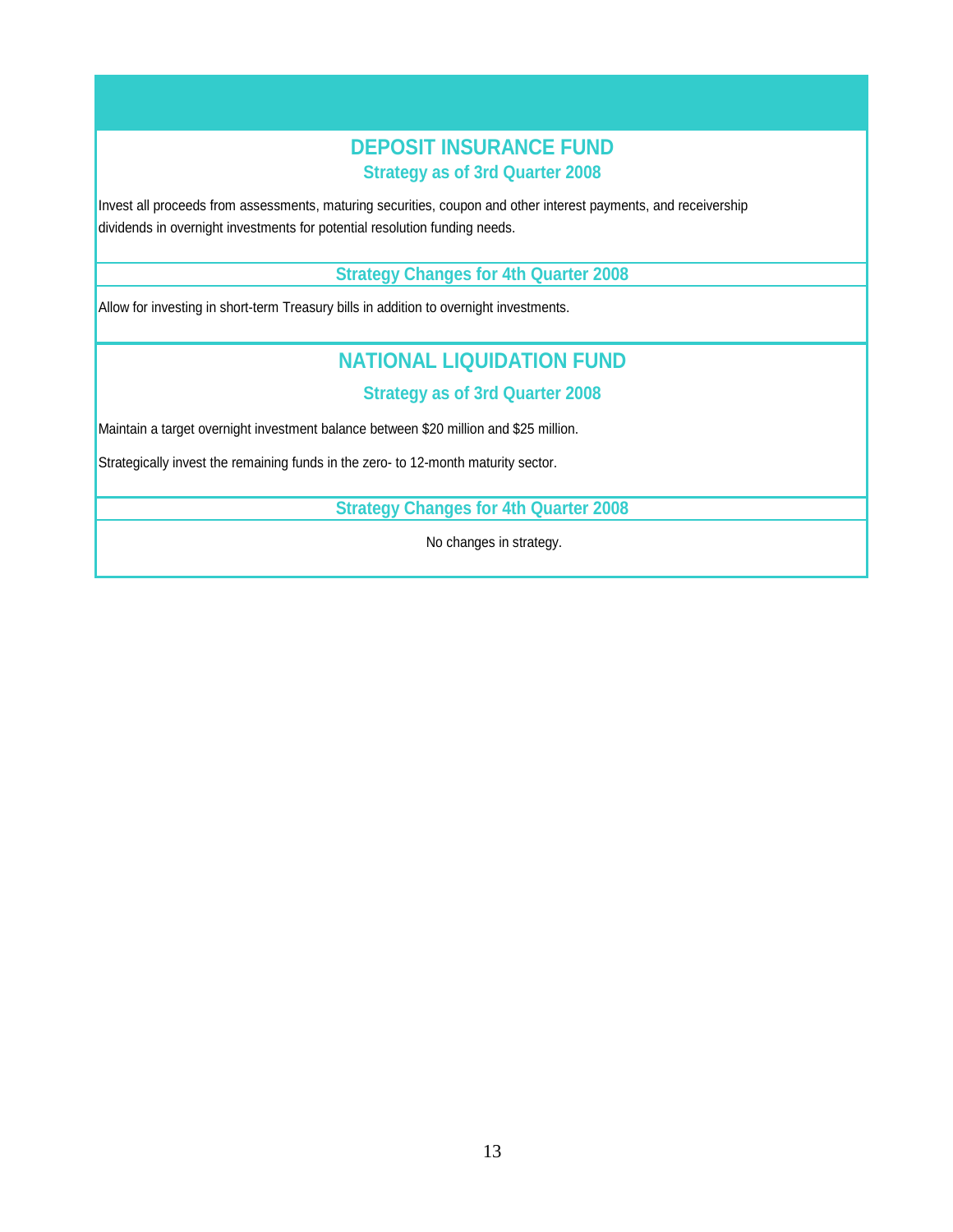## DEPOSIT INSURANCE FUND

### Strategy as of 3rd Quarter 2008

Invest all proceeds from assessments, maturing securities, coupon and other interest payments, and receivership dividends in overnight investments for potential resolution funding needs.

### Strategy Changes for 4th Quarter 2008

Allow for investing in short-term Treasury bills in addition to overnight investments.

## NATIONAL LIQUIDATION FUND

### Strategy as of 3rd Quarter 2008

Maintain a target overnight investment balance between $20 million and $25 million.

Strategically invest the remaining funds in the zero- to 12-month maturity sector.

### Strategy Changes for 4th Quarter 2008

No changes in strategy.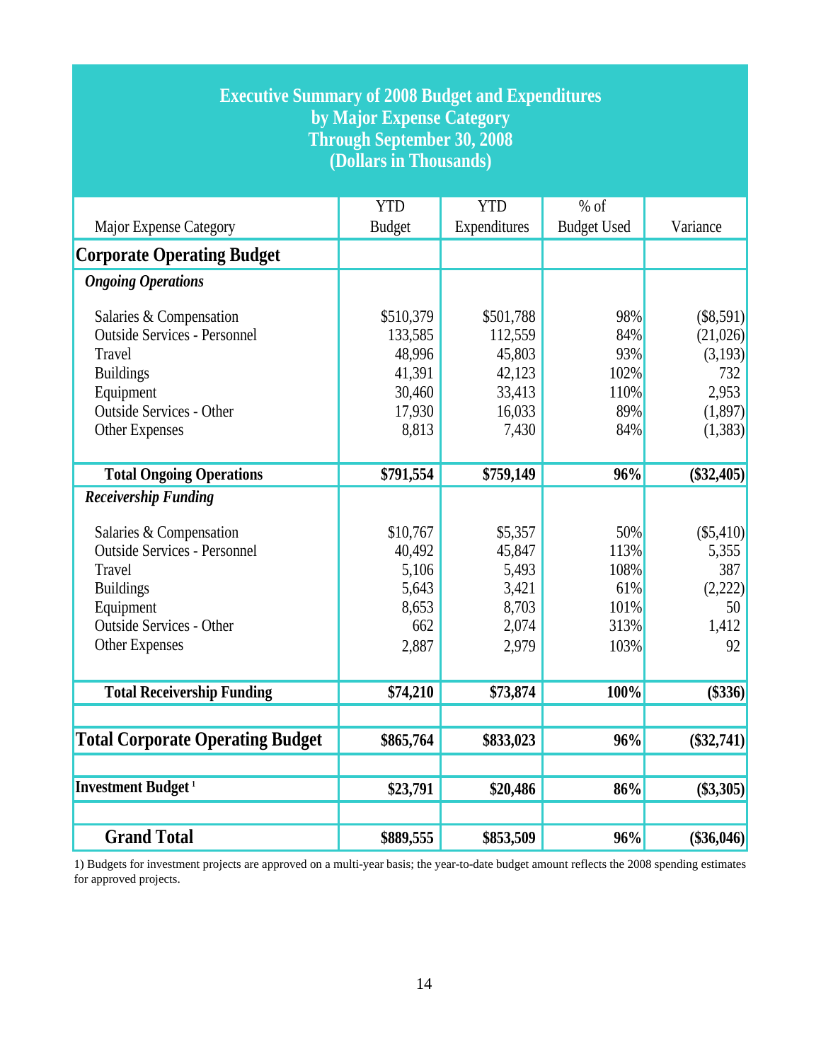## Executive Summary of 2008 Budget and Expenditures by Major Expense Category Through September 30, 2008 (Dollars in Thousands)

| Major Expense Category | YTD Budget | YTD Expenditures | % of Budget Used | Variance |
|---|---|---|---|---|
| **Corporate Operating Budget** | | | | |
| ***Ongoing Operations*** | | | | |
| Salaries & Compensation | $510,379 | $501,788 | 98% | ($8,591) |
| Outside Services - Personnel | 133,585 | 112,559 | 84% | (21,026) |
| Travel | 48,996 | 45,803 | 93% | (3,193) |
| Buildings | 41,391 | 42,123 | 102% | 732 |
| Equipment | 30,460 | 33,413 | 110% | 2,953 |
| Outside Services - Other | 17,930 | 16,033 | 89% | (1,897) |
| Other Expenses | 8,813 | 7,430 | 84% | (1,383) |
| **Total Ongoing Operations** | **$791,554** | **$759,149** | **96%** | **($32,405)** |
| ***Receivership Funding*** | | | | |
| Salaries & Compensation | $10,767 | $5,357 | 50% | ($5,410) |
| Outside Services - Personnel | 40,492 | 45,847 | 113% | 5,355 |
| Travel | 5,106 | 5,493 | 108% | 387 |
| Buildings | 5,643 | 3,421 | 61% | (2,222) |
| Equipment | 8,653 | 8,703 | 101% | 50 |
| Outside Services - Other | 662 | 2,074 | 313% | 1,412 |
| Other Expenses | 2,887 | 2,979 | 103% | 92 |
| **Total Receivership Funding** | **$74,210** | **$73,874** | **100%** | **($336)** |
| | | | | |
| **Total Corporate Operating Budget** | **$865,764** | **$833,023** | **96%** | **($32,741)** |
| | | | | |
| **Investment Budget [1]** | **$23,791** | **$20,486** | **86%** | **($3,305)** |
| | | | | |
| **Grand Total** | **$889,555** | **$853,509** | **96%** | **($36,046)** |

1) Budgets for investment projects are approved on a multi-year basis; the year-to-date budget amount reflects the 2008 spending estimates for approved projects.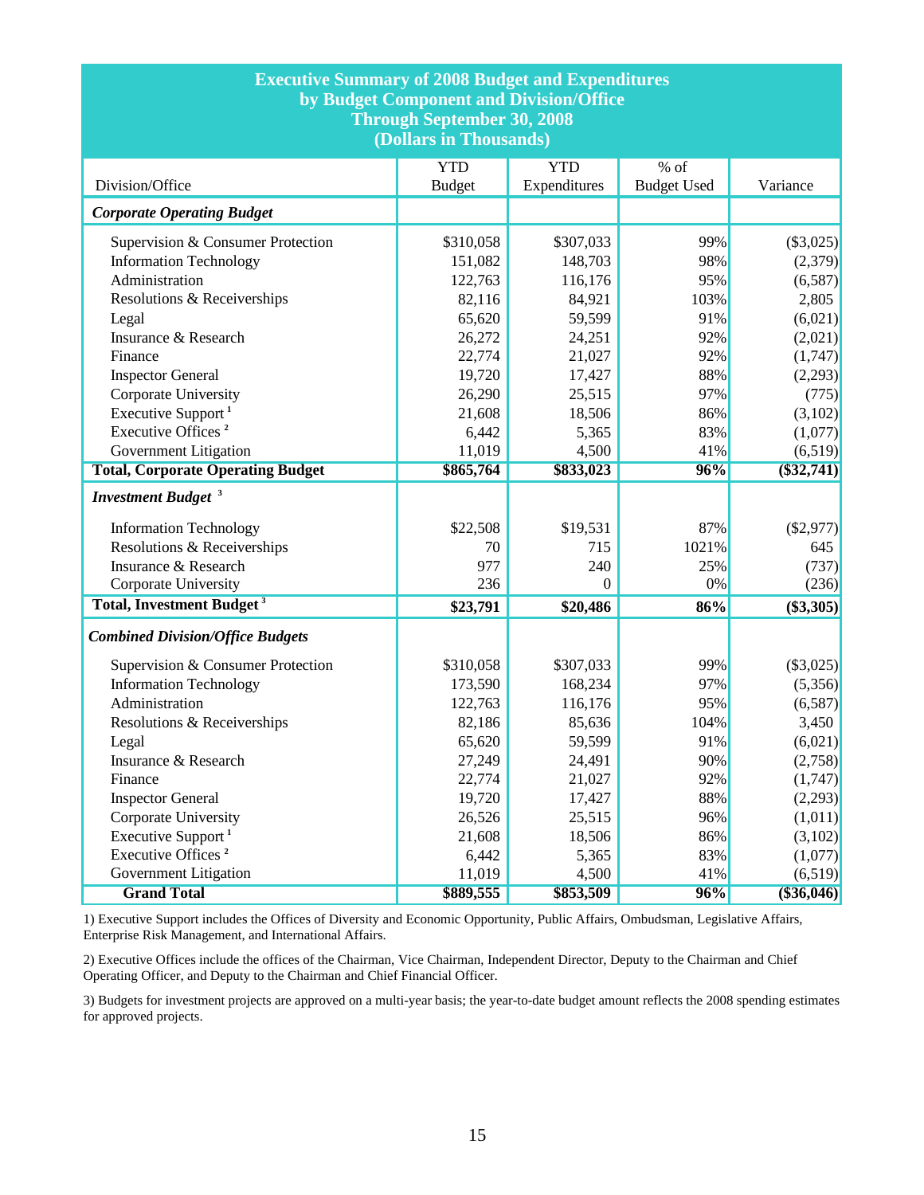## Executive Summary of 2008 Budget and Expenditures by Budget Component and Division/Office Through September 30, 2008 (Dollars in Thousands)

| Division/Office | YTD Budget | YTD Expenditures | % of Budget Used | Variance |
|---|---|---|---|---|
| ***Corporate Operating Budget*** | | | | |
| Supervision & Consumer Protection | $310,058 | $307,033 | 99% | ($3,025) |
| Information Technology | 151,082 | 148,703 | 98% | (2,379) |
| Administration | 122,763 | 116,176 | 95% | (6,587) |
| Resolutions & Receiverships | 82,116 | 84,921 | 103% | 2,805 |
| Legal | 65,620 | 59,599 | 91% | (6,021) |
| Insurance & Research | 26,272 | 24,251 | 92% | (2,021) |
| Finance | 22,774 | 21,027 | 92% | (1,747) |
| Inspector General | 19,720 | 17,427 | 88% | (2,293) |
| Corporate University | 26,290 | 25,515 | 97% | (775) |
| Executive Support [1] | 21,608 | 18,506 | 86% | (3,102) |
| Executive Offices [2] | 6,442 | 5,365 | 83% | (1,077) |
| Government Litigation | 11,019 | 4,500 | 41% | (6,519) |
| **Total, Corporate Operating Budget** | **$865,764** | **$833,023** | **96%** | **($32,741)** |
| ***Investment Budget [3]*** | | | | |
| Information Technology | $22,508 | $19,531 | 87% | ($2,977) |
| Resolutions & Receiverships | 70 | 715 | 1021% | 645 |
| Insurance & Research | 977 | 240 | 25% | (737) |
| Corporate University | 236 | 0 | 0% | (236) |
| **Total, Investment Budget [3]** | **$23,791** | **$20,486** | **86%** | **($3,305)** |
| ***Combined Division/Office Budgets*** | | | | |
| Supervision & Consumer Protection | $310,058 | $307,033 | 99% | ($3,025) |
| Information Technology | 173,590 | 168,234 | 97% | (5,356) |
| Administration | 122,763 | 116,176 | 95% | (6,587) |
| Resolutions & Receiverships | 82,186 | 85,636 | 104% | 3,450 |
| Legal | 65,620 | 59,599 | 91% | (6,021) |
| Insurance & Research | 27,249 | 24,491 | 90% | (2,758) |
| Finance | 22,774 | 21,027 | 92% | (1,747) |
| Inspector General | 19,720 | 17,427 | 88% | (2,293) |
| Corporate University | 26,526 | 25,515 | 96% | (1,011) |
| Executive Support [1] | 21,608 | 18,506 | 86% | (3,102) |
| Executive Offices [2] | 6,442 | 5,365 | 83% | (1,077) |
| Government Litigation | 11,019 | 4,500 | 41% | (6,519) |
| **Grand Total** | **$889,555** | **$853,509** | **96%** | **($36,046)** |

1) Executive Support includes the Offices of Diversity and Economic Opportunity, Public Affairs, Ombudsman, Legislative Affairs, Enterprise Risk Management, and International Affairs.

2) Executive Offices include the offices of the Chairman, Vice Chairman, Independent Director, Deputy to the Chairman and Chief Operating Officer, and Deputy to the Chairman and Chief Financial Officer.

3) Budgets for investment projects are approved on a multi-year basis; the year-to-date budget amount reflects the 2008 spending estimates for approved projects.